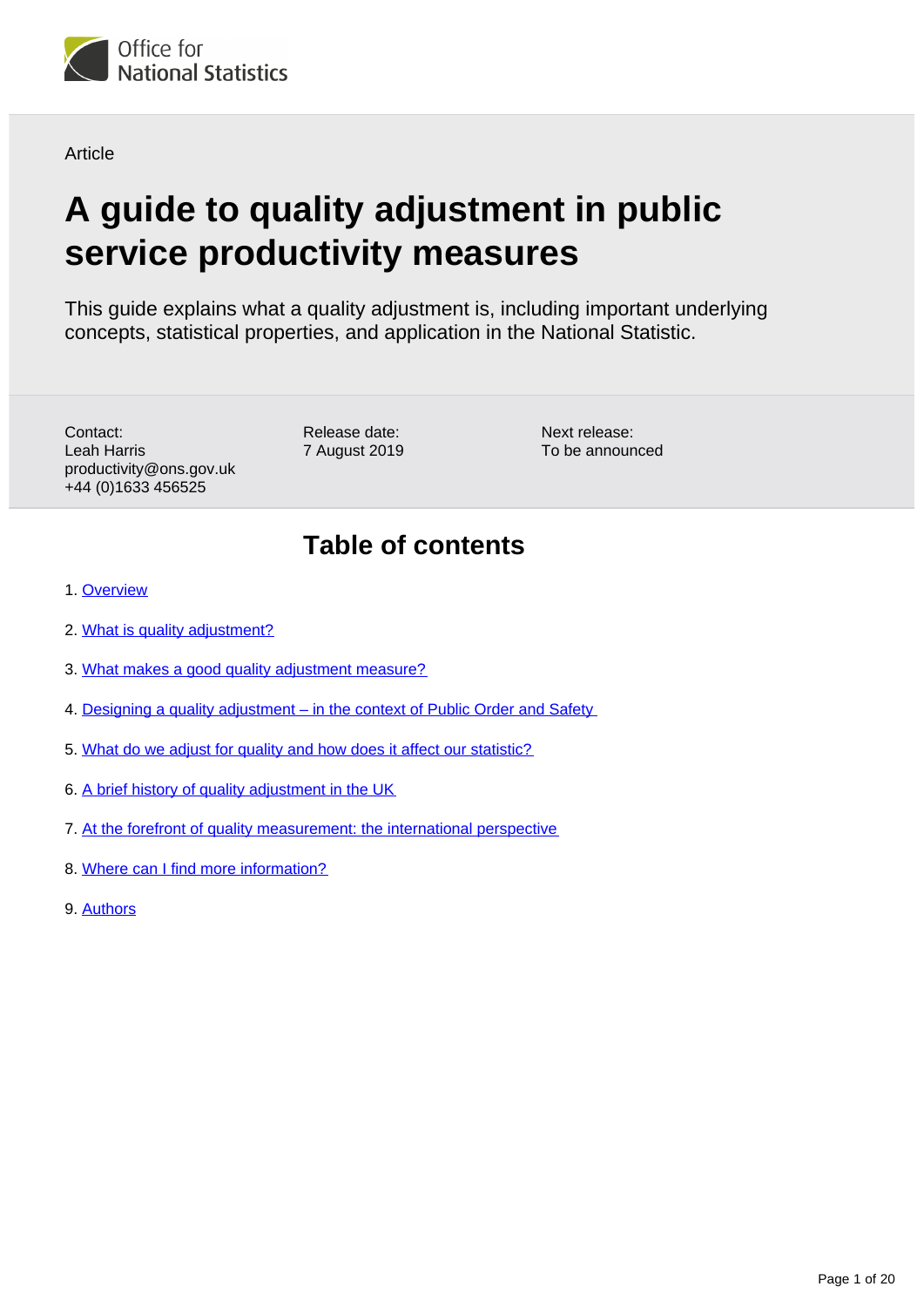Office for National Statistics

Article

# A guide to quality adjustment in public service productivity measures

This guide explains what a quality adjustment is, including important underlying concepts, statistical properties, and application in the National Statistic.

Contact:
Leah Harris
productivity@ons.gov.uk
+44 (0)1633 456525

Release date:
7 August 2019

Next release:
To be announced

## Table of contents

1. Overview
2. What is quality adjustment?
3. What makes a good quality adjustment measure?
4. Designing a quality adjustment – in the context of Public Order and Safety
5. What do we adjust for quality and how does it affect our statistic?
6. A brief history of quality adjustment in the UK
7. At the forefront of quality measurement: the international perspective
8. Where can I find more information?
9. Authors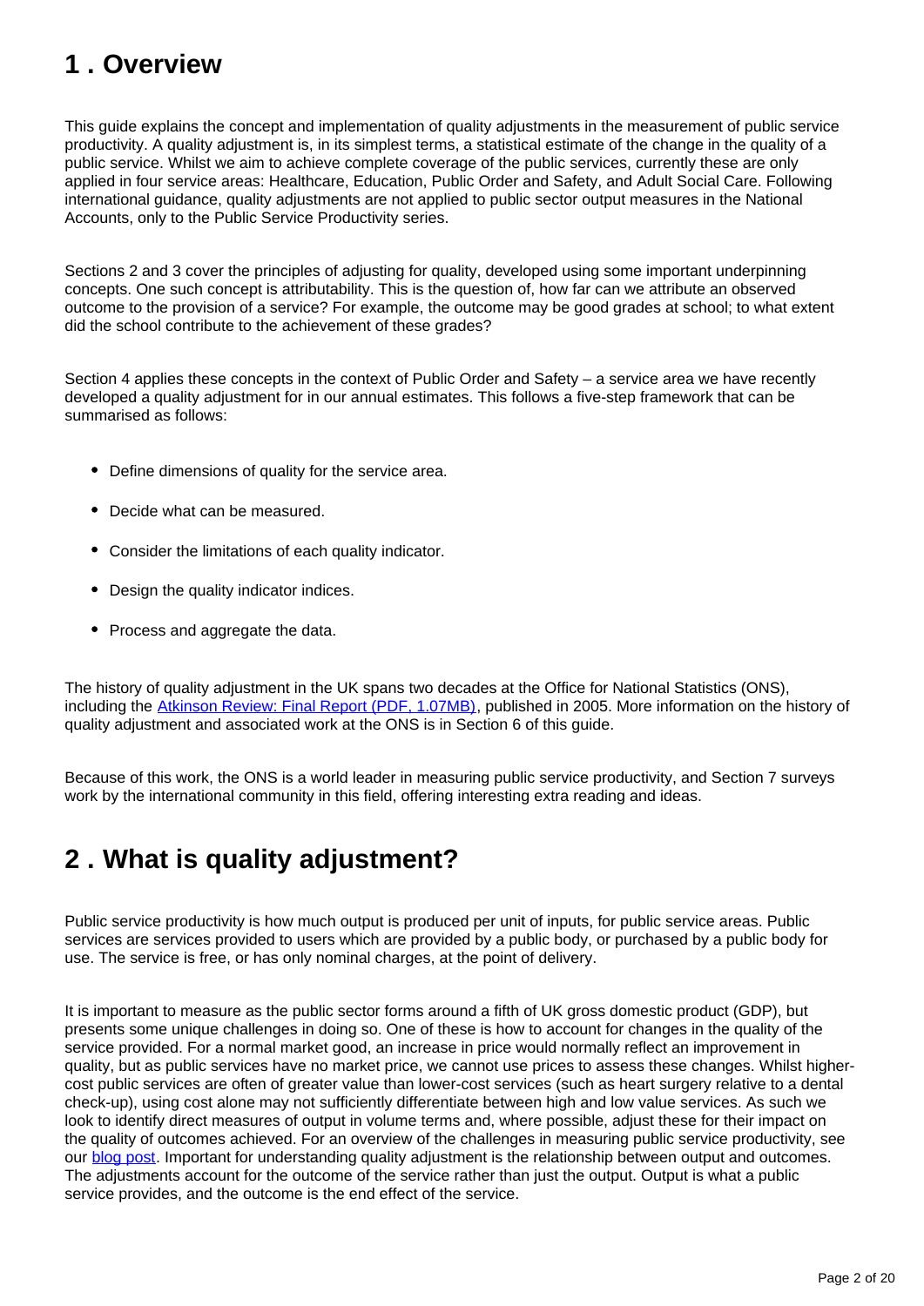## 1 . Overview

This guide explains the concept and implementation of quality adjustments in the measurement of public service productivity. A quality adjustment is, in its simplest terms, a statistical estimate of the change in the quality of a public service. Whilst we aim to achieve complete coverage of the public services, currently these are only applied in four service areas: Healthcare, Education, Public Order and Safety, and Adult Social Care. Following international guidance, quality adjustments are not applied to public sector output measures in the National Accounts, only to the Public Service Productivity series.

Sections 2 and 3 cover the principles of adjusting for quality, developed using some important underpinning concepts. One such concept is attributability. This is the question of, how far can we attribute an observed outcome to the provision of a service? For example, the outcome may be good grades at school; to what extent did the school contribute to the achievement of these grades?

Section 4 applies these concepts in the context of Public Order and Safety – a service area we have recently developed a quality adjustment for in our annual estimates. This follows a five-step framework that can be summarised as follows:

- Define dimensions of quality for the service area.
- Decide what can be measured.
- Consider the limitations of each quality indicator.
- Design the quality indicator indices.
- Process and aggregate the data.

The history of quality adjustment in the UK spans two decades at the Office for National Statistics (ONS), including the [Atkinson Review: Final Report (PDF, 1.07MB)](), published in 2005. More information on the history of quality adjustment and associated work at the ONS is in Section 6 of this guide.

Because of this work, the ONS is a world leader in measuring public service productivity, and Section 7 surveys work by the international community in this field, offering interesting extra reading and ideas.

## 2 . What is quality adjustment?

Public service productivity is how much output is produced per unit of inputs, for public service areas. Public services are services provided to users which are provided by a public body, or purchased by a public body for use. The service is free, or has only nominal charges, at the point of delivery.

It is important to measure as the public sector forms around a fifth of UK gross domestic product (GDP), but presents some unique challenges in doing so. One of these is how to account for changes in the quality of the service provided. For a normal market good, an increase in price would normally reflect an improvement in quality, but as public services have no market price, we cannot use prices to assess these changes. Whilst higher-cost public services are often of greater value than lower-cost services (such as heart surgery relative to a dental check-up), using cost alone may not sufficiently differentiate between high and low value services. As such we look to identify direct measures of output in volume terms and, where possible, adjust these for their impact on the quality of outcomes achieved. For an overview of the challenges in measuring public service productivity, see our [blog post](). Important for understanding quality adjustment is the relationship between output and outcomes. The adjustments account for the outcome of the service rather than just the output. Output is what a public service provides, and the outcome is the end effect of the service.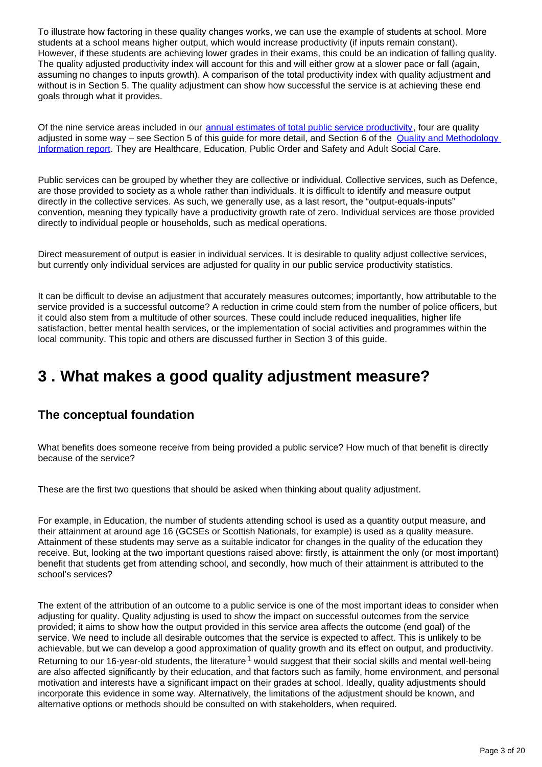To illustrate how factoring in these quality changes works, we can use the example of students at school. More students at a school means higher output, which would increase productivity (if inputs remain constant). However, if these students are achieving lower grades in their exams, this could be an indication of falling quality. The quality adjusted productivity index will account for this and will either grow at a slower pace or fall (again, assuming no changes to inputs growth). A comparison of the total productivity index with quality adjustment and without is in Section 5. The quality adjustment can show how successful the service is at achieving these end goals through what it provides.

Of the nine service areas included in our [annual estimates of total public service productivity](), four are quality adjusted in some way – see Section 5 of this guide for more detail, and Section 6 of the [Quality and Methodology Information report](). They are Healthcare, Education, Public Order and Safety and Adult Social Care.

Public services can be grouped by whether they are collective or individual. Collective services, such as Defence, are those provided to society as a whole rather than individuals. It is difficult to identify and measure output directly in the collective services. As such, we generally use, as a last resort, the "output-equals-inputs" convention, meaning they typically have a productivity growth rate of zero. Individual services are those provided directly to individual people or households, such as medical operations.

Direct measurement of output is easier in individual services. It is desirable to quality adjust collective services, but currently only individual services are adjusted for quality in our public service productivity statistics.

It can be difficult to devise an adjustment that accurately measures outcomes; importantly, how attributable to the service provided is a successful outcome? A reduction in crime could stem from the number of police officers, but it could also stem from a multitude of other sources. These could include reduced inequalities, higher life satisfaction, better mental health services, or the implementation of social activities and programmes within the local community. This topic and others are discussed further in Section 3 of this guide.

# 3 . What makes a good quality adjustment measure?

## The conceptual foundation

What benefits does someone receive from being provided a public service? How much of that benefit is directly because of the service?

These are the first two questions that should be asked when thinking about quality adjustment.

For example, in Education, the number of students attending school is used as a quantity output measure, and their attainment at around age 16 (GCSEs or Scottish Nationals, for example) is used as a quality measure. Attainment of these students may serve as a suitable indicator for changes in the quality of the education they receive. But, looking at the two important questions raised above: firstly, is attainment the only (or most important) benefit that students get from attending school, and secondly, how much of their attainment is attributed to the school's services?

The extent of the attribution of an outcome to a public service is one of the most important ideas to consider when adjusting for quality. Quality adjusting is used to show the impact on successful outcomes from the service provided; it aims to show how the output provided in this service area affects the outcome (end goal) of the service. We need to include all desirable outcomes that the service is expected to affect. This is unlikely to be achievable, but we can develop a good approximation of quality growth and its effect on output, and productivity. Returning to our 16-year-old students, the literature [1] would suggest that their social skills and mental well-being are also affected significantly by their education, and that factors such as family, home environment, and personal motivation and interests have a significant impact on their grades at school. Ideally, quality adjustments should incorporate this evidence in some way. Alternatively, the limitations of the adjustment should be known, and alternative options or methods should be consulted on with stakeholders, when required.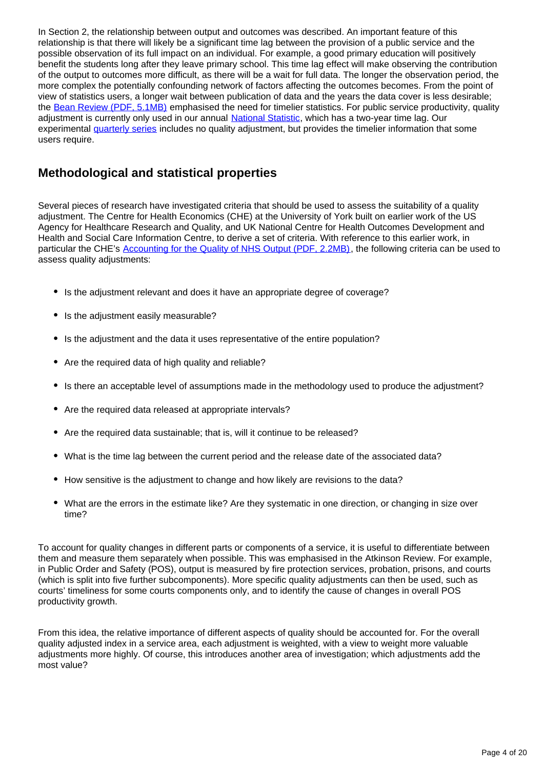In Section 2, the relationship between output and outcomes was described. An important feature of this relationship is that there will likely be a significant time lag between the provision of a public service and the possible observation of its full impact on an individual. For example, a good primary education will positively benefit the students long after they leave primary school. This time lag effect will make observing the contribution of the output to outcomes more difficult, as there will be a wait for full data. The longer the observation period, the more complex the potentially confounding network of factors affecting the outcomes becomes. From the point of view of statistics users, a longer wait between publication of data and the years the data cover is less desirable; the Bean Review (PDF, 5.1MB) emphasised the need for timelier statistics. For public service productivity, quality adjustment is currently only used in our annual National Statistic, which has a two-year time lag. Our experimental quarterly series includes no quality adjustment, but provides the timelier information that some users require.

## Methodological and statistical properties

Several pieces of research have investigated criteria that should be used to assess the suitability of a quality adjustment. The Centre for Health Economics (CHE) at the University of York built on earlier work of the US Agency for Healthcare Research and Quality, and UK National Centre for Health Outcomes Development and Health and Social Care Information Centre, to derive a set of criteria. With reference to this earlier work, in particular the CHE's Accounting for the Quality of NHS Output (PDF, 2.2MB), the following criteria can be used to assess quality adjustments:

- Is the adjustment relevant and does it have an appropriate degree of coverage?
- Is the adjustment easily measurable?
- Is the adjustment and the data it uses representative of the entire population?
- Are the required data of high quality and reliable?
- Is there an acceptable level of assumptions made in the methodology used to produce the adjustment?
- Are the required data released at appropriate intervals?
- Are the required data sustainable; that is, will it continue to be released?
- What is the time lag between the current period and the release date of the associated data?
- How sensitive is the adjustment to change and how likely are revisions to the data?
- What are the errors in the estimate like? Are they systematic in one direction, or changing in size over time?

To account for quality changes in different parts or components of a service, it is useful to differentiate between them and measure them separately when possible. This was emphasised in the Atkinson Review. For example, in Public Order and Safety (POS), output is measured by fire protection services, probation, prisons, and courts (which is split into five further subcomponents). More specific quality adjustments can then be used, such as courts' timeliness for some courts components only, and to identify the cause of changes in overall POS productivity growth.

From this idea, the relative importance of different aspects of quality should be accounted for. For the overall quality adjusted index in a service area, each adjustment is weighted, with a view to weight more valuable adjustments more highly. Of course, this introduces another area of investigation; which adjustments add the most value?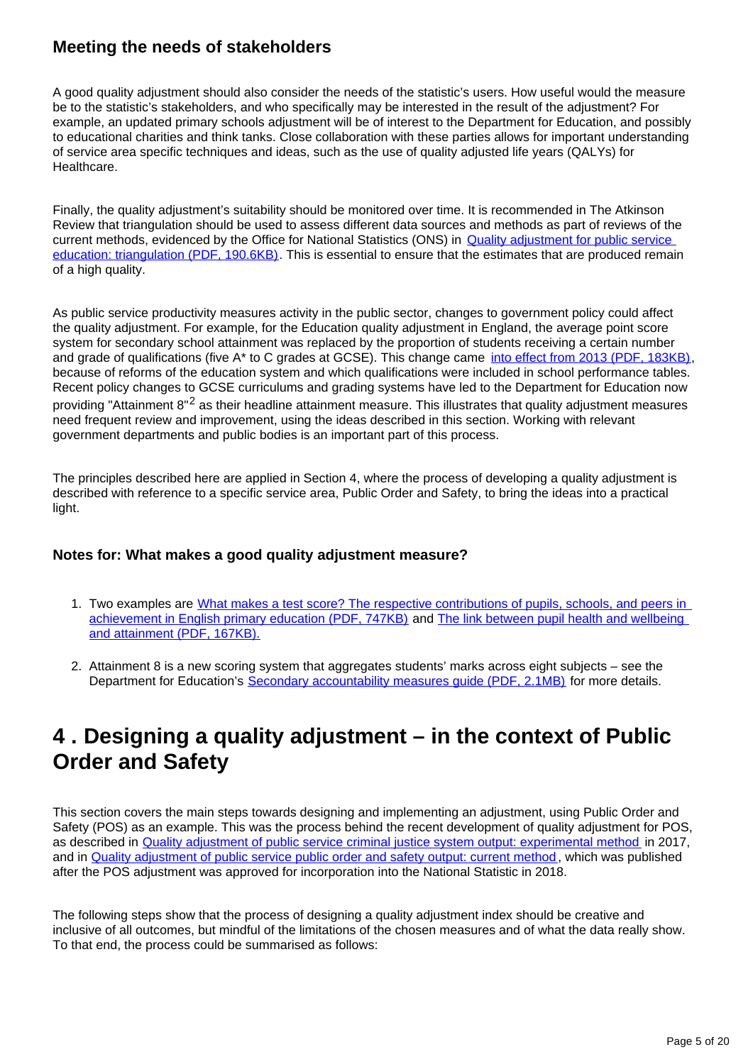### Meeting the needs of stakeholders

A good quality adjustment should also consider the needs of the statistic's users. How useful would the measure be to the statistic's stakeholders, and who specifically may be interested in the result of the adjustment? For example, an updated primary schools adjustment will be of interest to the Department for Education, and possibly to educational charities and think tanks. Close collaboration with these parties allows for important understanding of service area specific techniques and ideas, such as the use of quality adjusted life years (QALYs) for Healthcare.

Finally, the quality adjustment's suitability should be monitored over time. It is recommended in The Atkinson Review that triangulation should be used to assess different data sources and methods as part of reviews of the current methods, evidenced by the Office for National Statistics (ONS) in Quality adjustment for public service education: triangulation (PDF, 190.6KB). This is essential to ensure that the estimates that are produced remain of a high quality.

As public service productivity measures activity in the public sector, changes to government policy could affect the quality adjustment. For example, for the Education quality adjustment in England, the average point score system for secondary school attainment was replaced by the proportion of students receiving a certain number and grade of qualifications (five A* to C grades at GCSE). This change came into effect from 2013 (PDF, 183KB), because of reforms of the education system and which qualifications were included in school performance tables. Recent policy changes to GCSE curriculums and grading systems have led to the Department for Education now providing "Attainment 8"[2] as their headline attainment measure. This illustrates that quality adjustment measures need frequent review and improvement, using the ideas described in this section. Working with relevant government departments and public bodies is an important part of this process.

The principles described here are applied in Section 4, where the process of developing a quality adjustment is described with reference to a specific service area, Public Order and Safety, to bring the ideas into a practical light.

### Notes for: What makes a good quality adjustment measure?

1. Two examples are What makes a test score? The respective contributions of pupils, schools, and peers in achievement in English primary education (PDF, 747KB) and The link between pupil health and wellbeing and attainment (PDF, 167KB).

2. Attainment 8 is a new scoring system that aggregates students' marks across eight subjects – see the Department for Education's Secondary accountability measures guide (PDF, 2.1MB) for more details.

## 4 . Designing a quality adjustment – in the context of Public Order and Safety

This section covers the main steps towards designing and implementing an adjustment, using Public Order and Safety (POS) as an example. This was the process behind the recent development of quality adjustment for POS, as described in Quality adjustment of public service criminal justice system output: experimental method in 2017, and in Quality adjustment of public service public order and safety output: current method, which was published after the POS adjustment was approved for incorporation into the National Statistic in 2018.

The following steps show that the process of designing a quality adjustment index should be creative and inclusive of all outcomes, but mindful of the limitations of the chosen measures and of what the data really show. To that end, the process could be summarised as follows: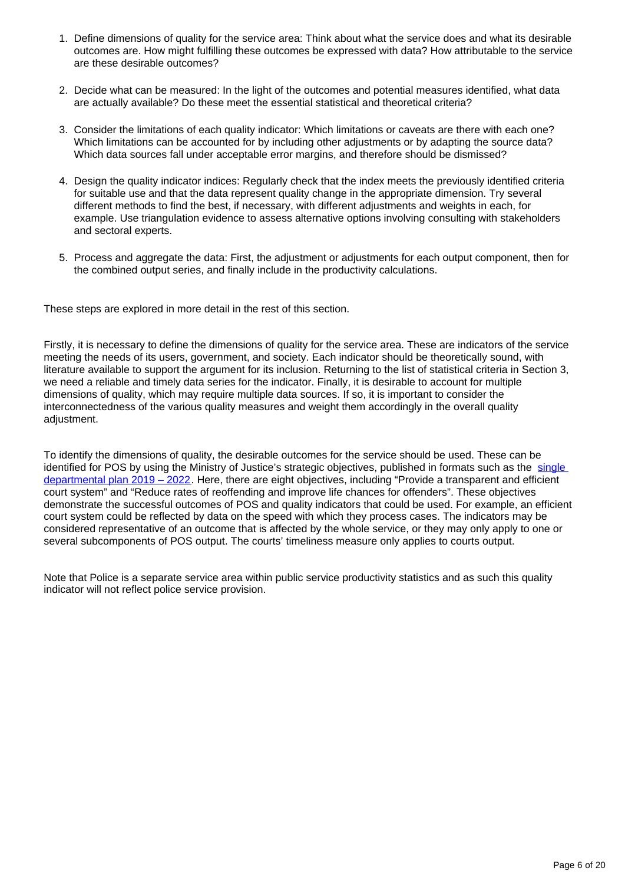1. Define dimensions of quality for the service area: Think about what the service does and what its desirable outcomes are. How might fulfilling these outcomes be expressed with data? How attributable to the service are these desirable outcomes?

2. Decide what can be measured: In the light of the outcomes and potential measures identified, what data are actually available? Do these meet the essential statistical and theoretical criteria?

3. Consider the limitations of each quality indicator: Which limitations or caveats are there with each one? Which limitations can be accounted for by including other adjustments or by adapting the source data? Which data sources fall under acceptable error margins, and therefore should be dismissed?

4. Design the quality indicator indices: Regularly check that the index meets the previously identified criteria for suitable use and that the data represent quality change in the appropriate dimension. Try several different methods to find the best, if necessary, with different adjustments and weights in each, for example. Use triangulation evidence to assess alternative options involving consulting with stakeholders and sectoral experts.

5. Process and aggregate the data: First, the adjustment or adjustments for each output component, then for the combined output series, and finally include in the productivity calculations.

These steps are explored in more detail in the rest of this section.

Firstly, it is necessary to define the dimensions of quality for the service area. These are indicators of the service meeting the needs of its users, government, and society. Each indicator should be theoretically sound, with literature available to support the argument for its inclusion. Returning to the list of statistical criteria in Section 3, we need a reliable and timely data series for the indicator. Finally, it is desirable to account for multiple dimensions of quality, which may require multiple data sources. If so, it is important to consider the interconnectedness of the various quality measures and weight them accordingly in the overall quality adjustment.

To identify the dimensions of quality, the desirable outcomes for the service should be used. These can be identified for POS by using the Ministry of Justice's strategic objectives, published in formats such as the [single departmental plan 2019 – 2022](). Here, there are eight objectives, including "Provide a transparent and efficient court system" and "Reduce rates of reoffending and improve life chances for offenders". These objectives demonstrate the successful outcomes of POS and quality indicators that could be used. For example, an efficient court system could be reflected by data on the speed with which they process cases. The indicators may be considered representative of an outcome that is affected by the whole service, or they may only apply to one or several subcomponents of POS output. The courts' timeliness measure only applies to courts output.

Note that Police is a separate service area within public service productivity statistics and as such this quality indicator will not reflect police service provision.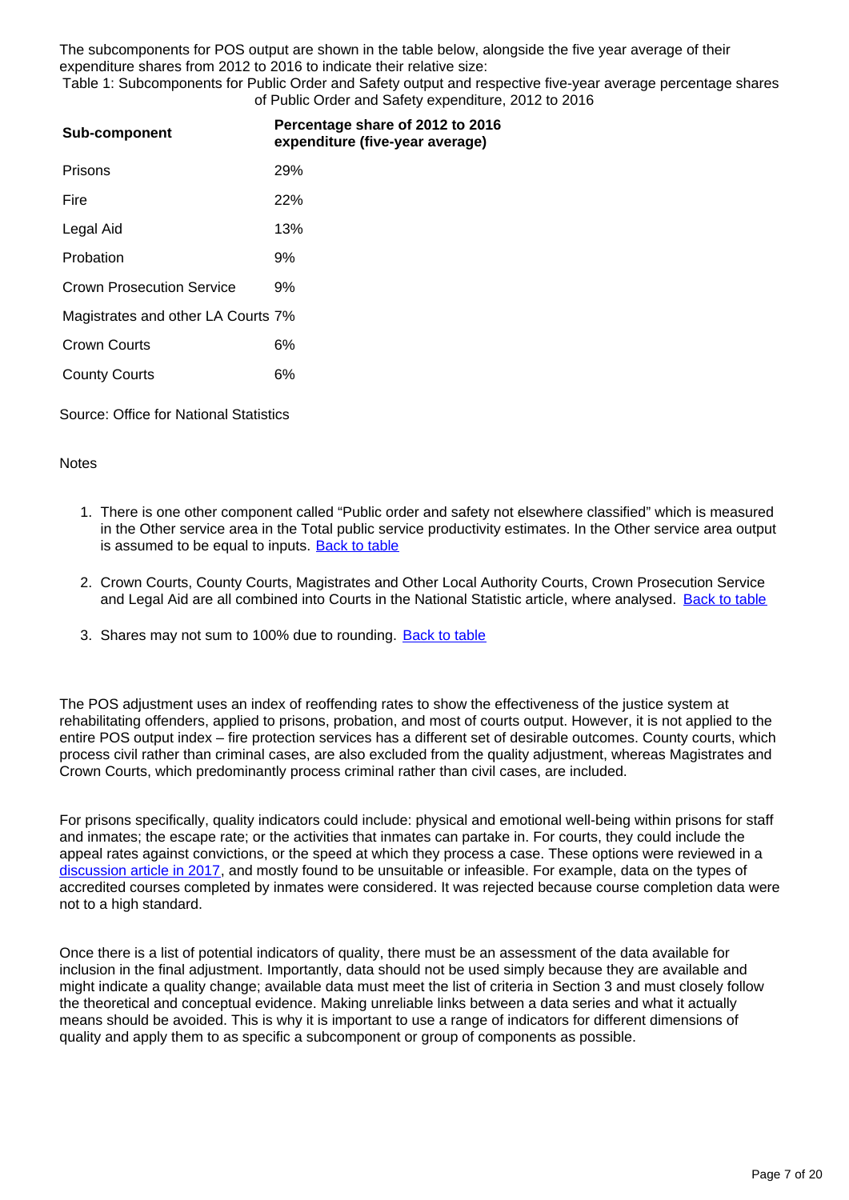The subcomponents for POS output are shown in the table below, alongside the five year average of their expenditure shares from 2012 to 2016 to indicate their relative size:

Table 1: Subcomponents for Public Order and Safety output and respective five-year average percentage shares of Public Order and Safety expenditure, 2012 to 2016

| Sub-component | Percentage share of 2012 to 2016 expenditure (five-year average) |
|---|---|
| Prisons | 29% |
| Fire | 22% |
| Legal Aid | 13% |
| Probation | 9% |
| Crown Prosecution Service | 9% |
| Magistrates and other LA Courts | 7% |
| Crown Courts | 6% |
| County Courts | 6% |

Source: Office for National Statistics

Notes

1. There is one other component called "Public order and safety not elsewhere classified" which is measured in the Other service area in the Total public service productivity estimates. In the Other service area output is assumed to be equal to inputs. Back to table
2. Crown Courts, County Courts, Magistrates and Other Local Authority Courts, Crown Prosecution Service and Legal Aid are all combined into Courts in the National Statistic article, where analysed. Back to table
3. Shares may not sum to 100% due to rounding. Back to table

The POS adjustment uses an index of reoffending rates to show the effectiveness of the justice system at rehabilitating offenders, applied to prisons, probation, and most of courts output. However, it is not applied to the entire POS output index – fire protection services has a different set of desirable outcomes. County courts, which process civil rather than criminal cases, are also excluded from the quality adjustment, whereas Magistrates and Crown Courts, which predominantly process criminal rather than civil cases, are included.

For prisons specifically, quality indicators could include: physical and emotional well-being within prisons for staff and inmates; the escape rate; or the activities that inmates can partake in. For courts, they could include the appeal rates against convictions, or the speed at which they process a case. These options were reviewed in a discussion article in 2017, and mostly found to be unsuitable or infeasible. For example, data on the types of accredited courses completed by inmates were considered. It was rejected because course completion data were not to a high standard.

Once there is a list of potential indicators of quality, there must be an assessment of the data available for inclusion in the final adjustment. Importantly, data should not be used simply because they are available and might indicate a quality change; available data must meet the list of criteria in Section 3 and must closely follow the theoretical and conceptual evidence. Making unreliable links between a data series and what it actually means should be avoided. This is why it is important to use a range of indicators for different dimensions of quality and apply them to as specific a subcomponent or group of components as possible.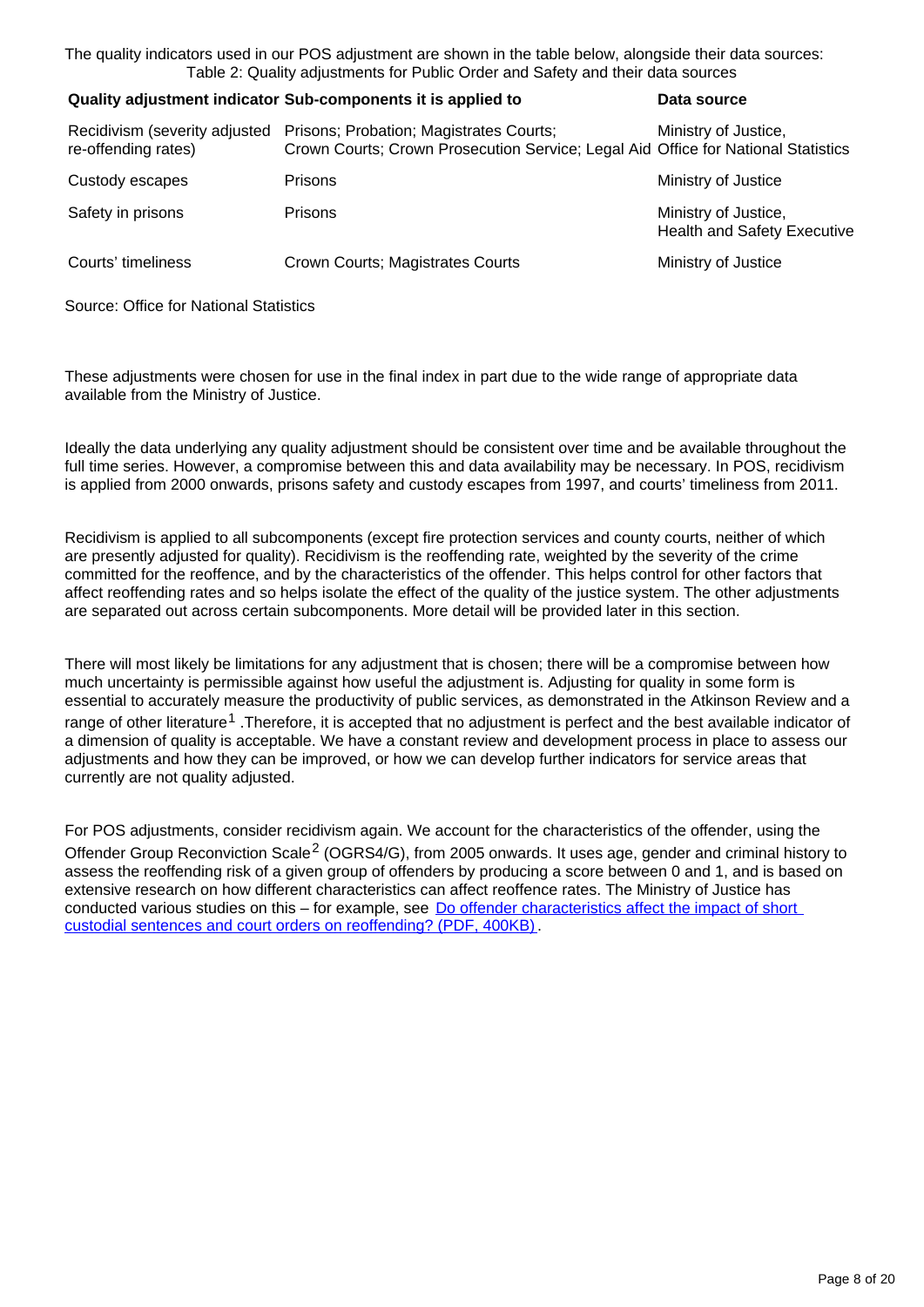The quality indicators used in our POS adjustment are shown in the table below, alongside their data sources:

Table 2: Quality adjustments for Public Order and Safety and their data sources

| Quality adjustment indicator | Sub-components it is applied to | Data source |
|---|---|---|
| Recidivism (severity adjusted re-offending rates) | Prisons; Probation; Magistrates Courts; Crown Courts; Crown Prosecution Service; Legal Aid | Ministry of Justice, Office for National Statistics |
| Custody escapes | Prisons | Ministry of Justice |
| Safety in prisons | Prisons | Ministry of Justice, Health and Safety Executive |
| Courts' timeliness | Crown Courts; Magistrates Courts | Ministry of Justice |

Source: Office for National Statistics

These adjustments were chosen for use in the final index in part due to the wide range of appropriate data available from the Ministry of Justice.

Ideally the data underlying any quality adjustment should be consistent over time and be available throughout the full time series. However, a compromise between this and data availability may be necessary. In POS, recidivism is applied from 2000 onwards, prisons safety and custody escapes from 1997, and courts' timeliness from 2011.

Recidivism is applied to all subcomponents (except fire protection services and county courts, neither of which are presently adjusted for quality). Recidivism is the reoffending rate, weighted by the severity of the crime committed for the reoffence, and by the characteristics of the offender. This helps control for other factors that affect reoffending rates and so helps isolate the effect of the quality of the justice system. The other adjustments are separated out across certain subcomponents. More detail will be provided later in this section.

There will most likely be limitations for any adjustment that is chosen; there will be a compromise between how much uncertainty is permissible against how useful the adjustment is. Adjusting for quality in some form is essential to accurately measure the productivity of public services, as demonstrated in the Atkinson Review and a range of other literature[1] .Therefore, it is accepted that no adjustment is perfect and the best available indicator of a dimension of quality is acceptable. We have a constant review and development process in place to assess our adjustments and how they can be improved, or how we can develop further indicators for service areas that currently are not quality adjusted.

For POS adjustments, consider recidivism again. We account for the characteristics of the offender, using the Offender Group Reconviction Scale[2] (OGRS4/G), from 2005 onwards. It uses age, gender and criminal history to assess the reoffending risk of a given group of offenders by producing a score between 0 and 1, and is based on extensive research on how different characteristics can affect reoffence rates. The Ministry of Justice has conducted various studies on this – for example, see Do offender characteristics affect the impact of short custodial sentences and court orders on reoffending? (PDF, 400KB).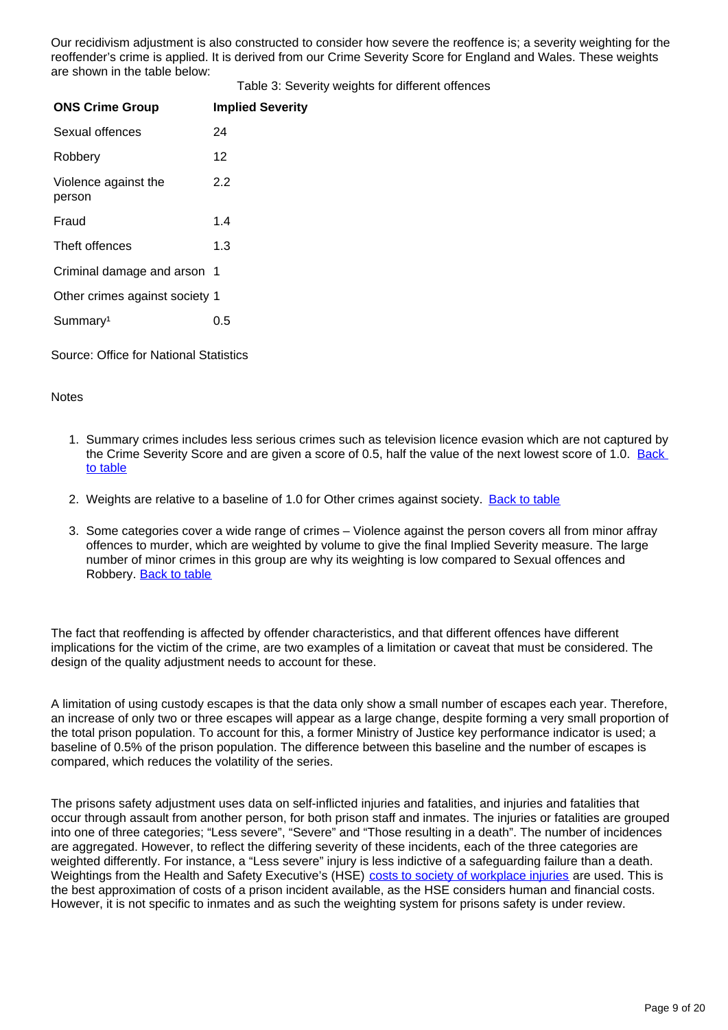Our recidivism adjustment is also constructed to consider how severe the reoffence is; a severity weighting for the reoffender's crime is applied. It is derived from our Crime Severity Score for England and Wales. These weights are shown in the table below:

Table 3: Severity weights for different offences

| ONS Crime Group | Implied Severity |
|---|---|
| Sexual offences | 24 |
| Robbery | 12 |
| Violence against the person | 2.2 |
| Fraud | 1.4 |
| Theft offences | 1.3 |
| Criminal damage and arson | 1 |
| Other crimes against society | 1 |
| Summary[1] | 0.5 |

Source: Office for National Statistics

Notes

1. Summary crimes includes less serious crimes such as television licence evasion which are not captured by the Crime Severity Score and are given a score of 0.5, half the value of the next lowest score of 1.0. Back to table
2. Weights are relative to a baseline of 1.0 for Other crimes against society. Back to table
3. Some categories cover a wide range of crimes – Violence against the person covers all from minor affray offences to murder, which are weighted by volume to give the final Implied Severity measure. The large number of minor crimes in this group are why its weighting is low compared to Sexual offences and Robbery. Back to table

The fact that reoffending is affected by offender characteristics, and that different offences have different implications for the victim of the crime, are two examples of a limitation or caveat that must be considered. The design of the quality adjustment needs to account for these.

A limitation of using custody escapes is that the data only show a small number of escapes each year. Therefore, an increase of only two or three escapes will appear as a large change, despite forming a very small proportion of the total prison population. To account for this, a former Ministry of Justice key performance indicator is used; a baseline of 0.5% of the prison population. The difference between this baseline and the number of escapes is compared, which reduces the volatility of the series.

The prisons safety adjustment uses data on self-inflicted injuries and fatalities, and injuries and fatalities that occur through assault from another person, for both prison staff and inmates. The injuries or fatalities are grouped into one of three categories; "Less severe", "Severe" and "Those resulting in a death". The number of incidences are aggregated. However, to reflect the differing severity of these incidents, each of the three categories are weighted differently. For instance, a "Less severe" injury is less indictive of a safeguarding failure than a death. Weightings from the Health and Safety Executive's (HSE) costs to society of workplace injuries are used. This is the best approximation of costs of a prison incident available, as the HSE considers human and financial costs. However, it is not specific to inmates and as such the weighting system for prisons safety is under review.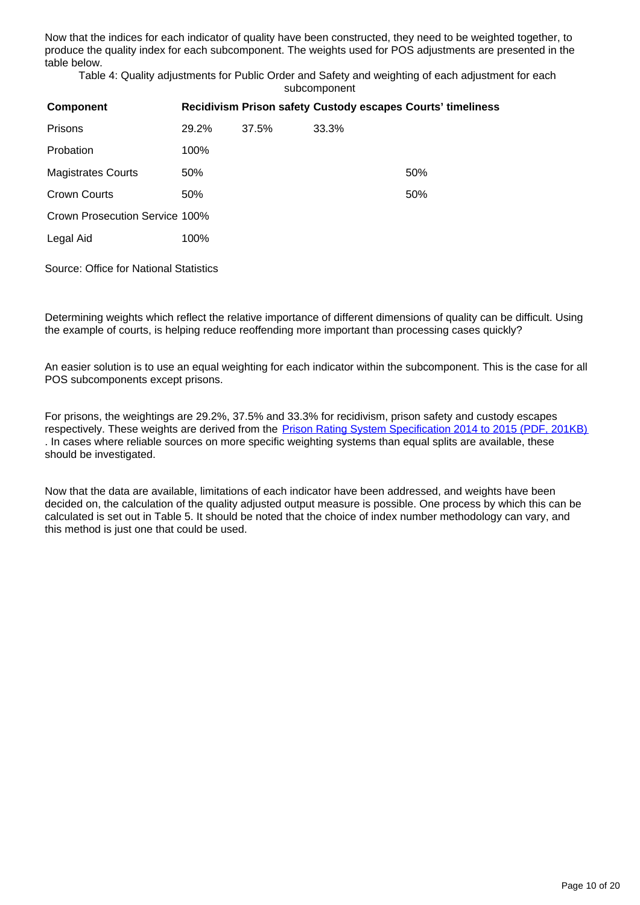Now that the indices for each indicator of quality have been constructed, they need to be weighted together, to produce the quality index for each subcomponent. The weights used for POS adjustments are presented in the table below.

Table 4: Quality adjustments for Public Order and Safety and weighting of each adjustment for each subcomponent

| Component | Recidivism | Prison safety | Custody escapes | Courts' timeliness |
|---|---|---|---|---|
| Prisons | 29.2% | 37.5% | 33.3% | |
| Probation | 100% | | | |
| Magistrates Courts | 50% | | | 50% |
| Crown Courts | 50% | | | 50% |
| Crown Prosecution Service | 100% | | | |
| Legal Aid | 100% | | | |

Source: Office for National Statistics

Determining weights which reflect the relative importance of different dimensions of quality can be difficult. Using the example of courts, is helping reduce reoffending more important than processing cases quickly?

An easier solution is to use an equal weighting for each indicator within the subcomponent. This is the case for all POS subcomponents except prisons.

For prisons, the weightings are 29.2%, 37.5% and 33.3% for recidivism, prison safety and custody escapes respectively. These weights are derived from the [Prison Rating System Specification 2014 to 2015 (PDF, 201KB)](). In cases where reliable sources on more specific weighting systems than equal splits are available, these should be investigated.

Now that the data are available, limitations of each indicator have been addressed, and weights have been decided on, the calculation of the quality adjusted output measure is possible. One process by which this can be calculated is set out in Table 5. It should be noted that the choice of index number methodology can vary, and this method is just one that could be used.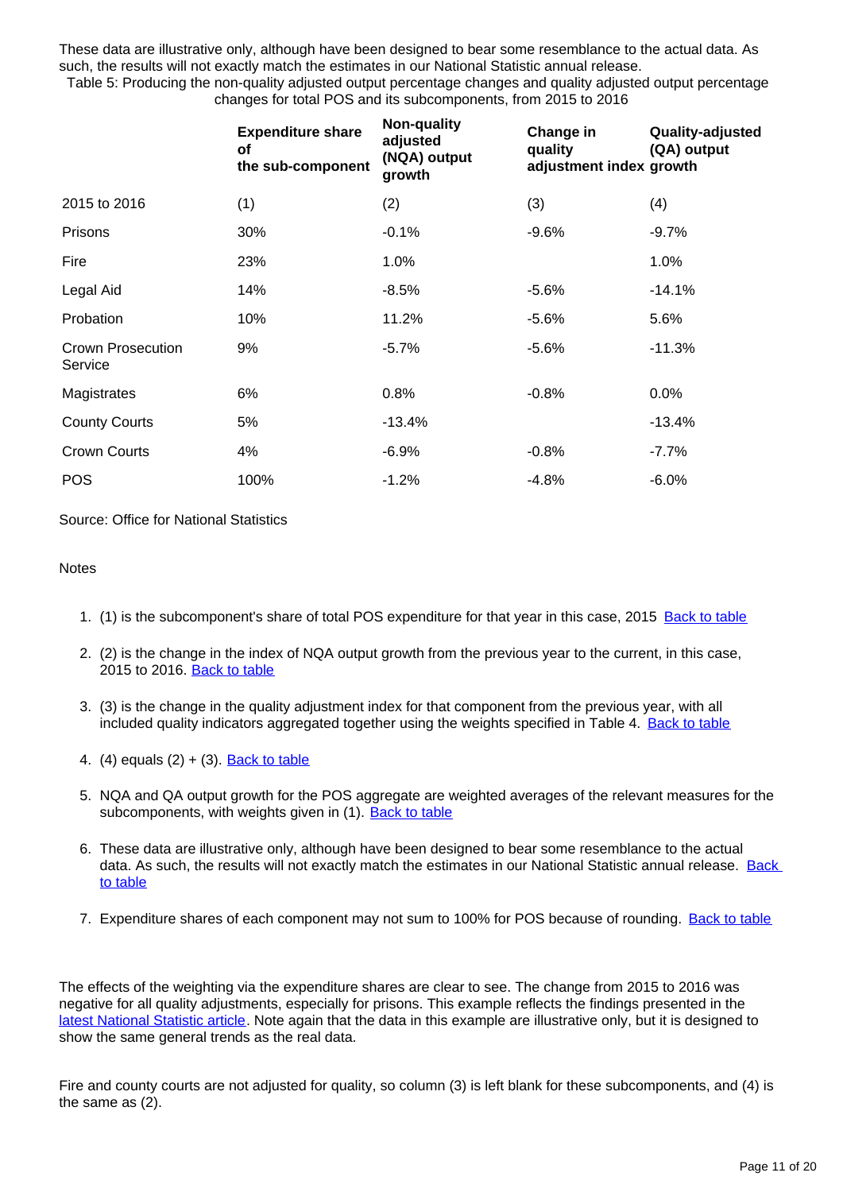These data are illustrative only, although have been designed to bear some resemblance to the actual data. As such, the results will not exactly match the estimates in our National Statistic annual release.

Table 5: Producing the non-quality adjusted output percentage changes and quality adjusted output percentage changes for total POS and its subcomponents, from 2015 to 2016

| | Expenditure share of the sub-component | Non-quality adjusted (NQA) output growth | Change in quality adjustment index | Quality-adjusted (QA) output growth |
|---|---|---|---|---|
| 2015 to 2016 | (1) | (2) | (3) | (4) |
| Prisons | 30% | -0.1% | -9.6% | -9.7% |
| Fire | 23% | 1.0% | | 1.0% |
| Legal Aid | 14% | -8.5% | -5.6% | -14.1% |
| Probation | 10% | 11.2% | -5.6% | 5.6% |
| Crown Prosecution Service | 9% | -5.7% | -5.6% | -11.3% |
| Magistrates | 6% | 0.8% | -0.8% | 0.0% |
| County Courts | 5% | -13.4% | | -13.4% |
| Crown Courts | 4% | -6.9% | -0.8% | -7.7% |
| POS | 100% | -1.2% | -4.8% | -6.0% |

Source: Office for National Statistics

Notes

1. (1) is the subcomponent's share of total POS expenditure for that year in this case, 2015 Back to table
2. (2) is the change in the index of NQA output growth from the previous year to the current, in this case, 2015 to 2016. Back to table
3. (3) is the change in the quality adjustment index for that component from the previous year, with all included quality indicators aggregated together using the weights specified in Table 4. Back to table
4. (4) equals (2) + (3). Back to table
5. NQA and QA output growth for the POS aggregate are weighted averages of the relevant measures for the subcomponents, with weights given in (1). Back to table
6. These data are illustrative only, although have been designed to bear some resemblance to the actual data. As such, the results will not exactly match the estimates in our National Statistic annual release. Back to table
7. Expenditure shares of each component may not sum to 100% for POS because of rounding. Back to table

The effects of the weighting via the expenditure shares are clear to see. The change from 2015 to 2016 was negative for all quality adjustments, especially for prisons. This example reflects the findings presented in the latest National Statistic article. Note again that the data in this example are illustrative only, but it is designed to show the same general trends as the real data.

Fire and county courts are not adjusted for quality, so column (3) is left blank for these subcomponents, and (4) is the same as (2).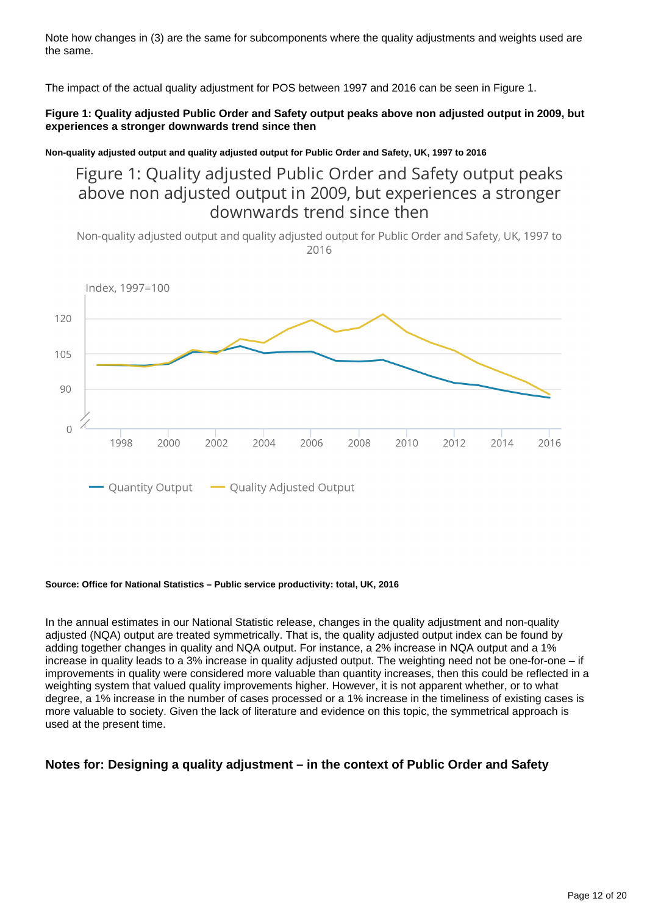Note how changes in (3) are the same for subcomponents where the quality adjustments and weights used are the same.

The impact of the actual quality adjustment for POS between 1997 and 2016 can be seen in Figure 1.

**Figure 1: Quality adjusted Public Order and Safety output peaks above non adjusted output in 2009, but experiences a stronger downwards trend since then**

**Non-quality adjusted output and quality adjusted output for Public Order and Safety, UK, 1997 to 2016**

Figure 1: Quality adjusted Public Order and Safety output peaks above non adjusted output in 2009, but experiences a stronger downwards trend since then

Non-quality adjusted output and quality adjusted output for Public Order and Safety, UK, 1997 to 2016

Index, 1997=100

Quantity Output — Quality Adjusted Output

**Source: Office for National Statistics – Public service productivity: total, UK, 2016**

In the annual estimates in our National Statistic release, changes in the quality adjustment and non-quality adjusted (NQA) output are treated symmetrically. That is, the quality adjusted output index can be found by adding together changes in quality and NQA output. For instance, a 2% increase in NQA output and a 1% increase in quality leads to a 3% increase in quality adjusted output. The weighting need not be one-for-one – if improvements in quality were considered more valuable than quantity increases, then this could be reflected in a weighting system that valued quality improvements higher. However, it is not apparent whether, or to what degree, a 1% increase in the number of cases processed or a 1% increase in the timeliness of existing cases is more valuable to society. Given the lack of literature and evidence on this topic, the symmetrical approach is used at the present time.

### Notes for: Designing a quality adjustment – in the context of Public Order and Safety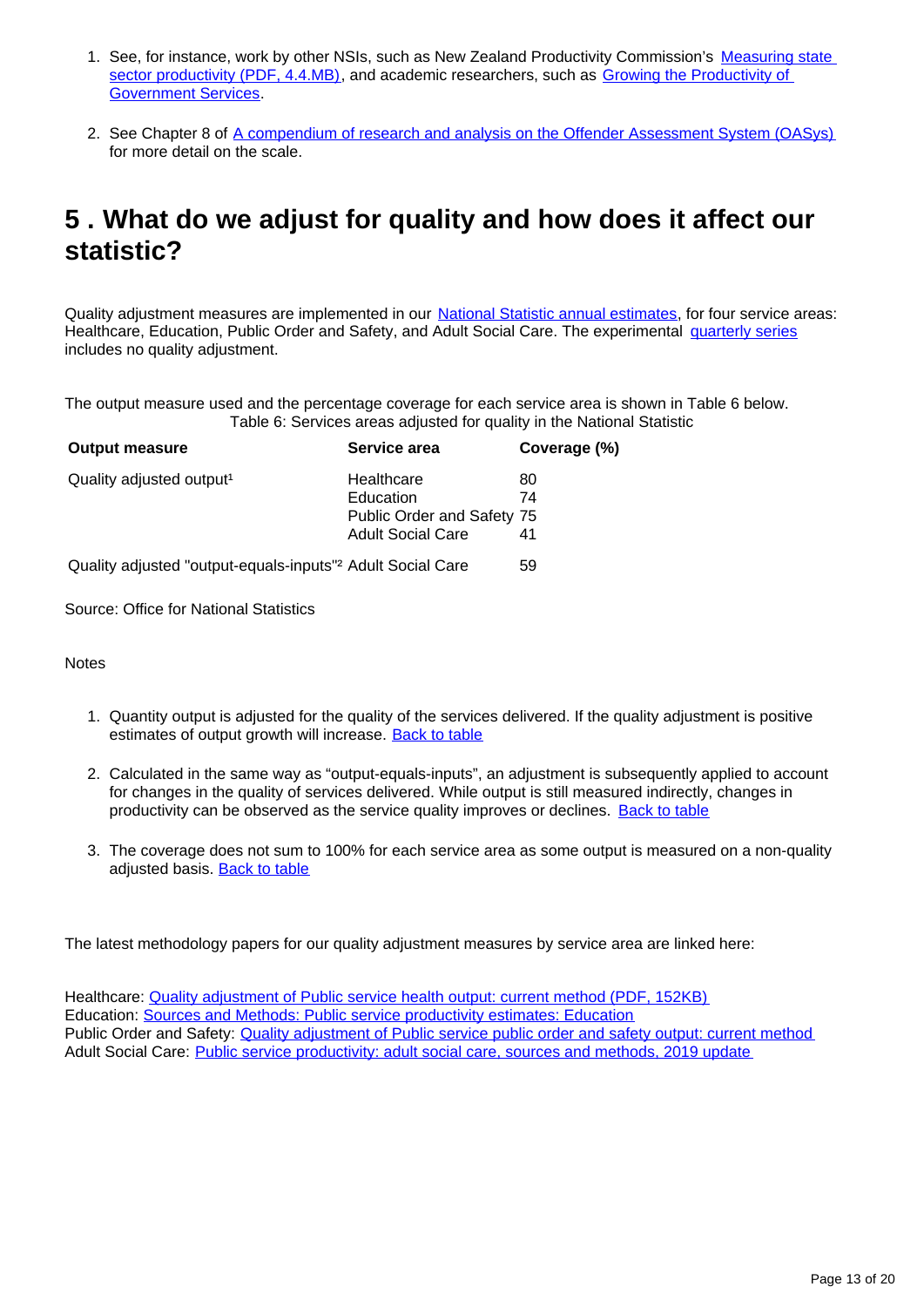1. See, for instance, work by other NSIs, such as New Zealand Productivity Commission's [Measuring state sector productivity (PDF, 4.4.MB)](), and academic researchers, such as [Growing the Productivity of Government Services]().

2. See Chapter 8 of [A compendium of research and analysis on the Offender Assessment System (OASys)]() for more detail on the scale.

## 5 . What do we adjust for quality and how does it affect our statistic?

Quality adjustment measures are implemented in our [National Statistic annual estimates](), for four service areas: Healthcare, Education, Public Order and Safety, and Adult Social Care. The experimental [quarterly series]() includes no quality adjustment.

The output measure used and the percentage coverage for each service area is shown in Table 6 below.

Table 6: Services areas adjusted for quality in the National Statistic

| Output measure | Service area | Coverage (%) |
|---|---|---|
| Quality adjusted output[1] | Healthcare | 80 |
| | Education | 74 |
| | Public Order and Safety | 75 |
| | Adult Social Care | 41 |
| Quality adjusted "output-equals-inputs"[2] | Adult Social Care | 59 |

Source: Office for National Statistics

Notes

1. Quantity output is adjusted for the quality of the services delivered. If the quality adjustment is positive estimates of output growth will increase. [Back to table]()

2. Calculated in the same way as "output-equals-inputs", an adjustment is subsequently applied to account for changes in the quality of services delivered. While output is still measured indirectly, changes in productivity can be observed as the service quality improves or declines. [Back to table]()

3. The coverage does not sum to 100% for each service area as some output is measured on a non-quality adjusted basis. [Back to table]()

The latest methodology papers for our quality adjustment measures by service area are linked here:

Healthcare: [Quality adjustment of Public service health output: current method (PDF, 152KB)]()
Education: [Sources and Methods: Public service productivity estimates: Education]()
Public Order and Safety: [Quality adjustment of Public service public order and safety output: current method]()
Adult Social Care: [Public service productivity: adult social care, sources and methods, 2019 update]()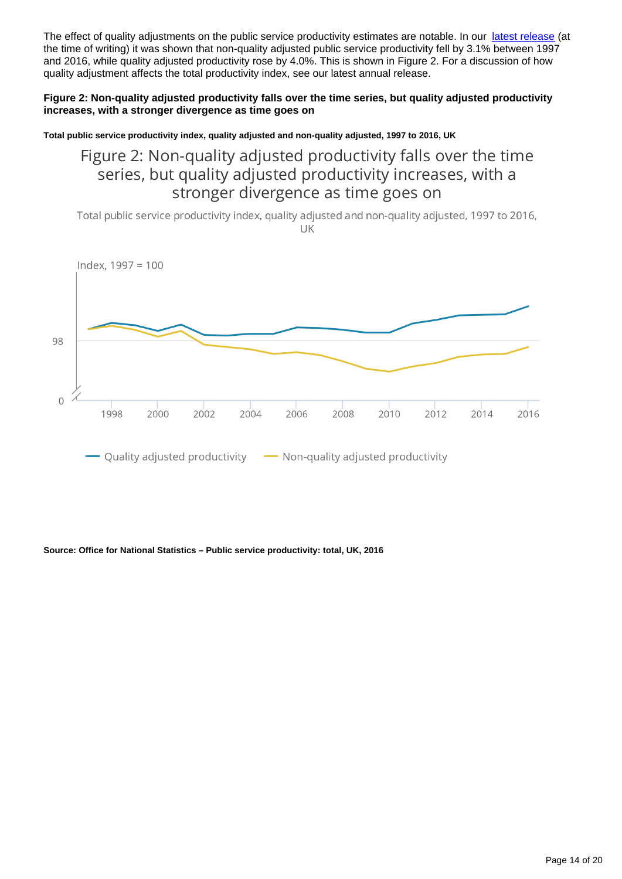The effect of quality adjustments on the public service productivity estimates are notable. In our [latest release](#) (at the time of writing) it was shown that non-quality adjusted public service productivity fell by 3.1% between 1997 and 2016, while quality adjusted productivity rose by 4.0%. This is shown in Figure 2. For a discussion of how quality adjustment affects the total productivity index, see our latest annual release.

**Figure 2: Non-quality adjusted productivity falls over the time series, but quality adjusted productivity increases, with a stronger divergence as time goes on**

**Total public service productivity index, quality adjusted and non-quality adjusted, 1997 to 2016, UK**

Figure 2: Non-quality adjusted productivity falls over the time series, but quality adjusted productivity increases, with a stronger divergence as time goes on

Total public service productivity index, quality adjusted and non-quality adjusted, 1997 to 2016, UK

Index, 1997 = 100

98

0

1998 2000 2002 2004 2006 2008 2010 2012 2014 2016

Quality adjusted productivity — Non-quality adjusted productivity

**Source: Office for National Statistics – Public service productivity: total, UK, 2016**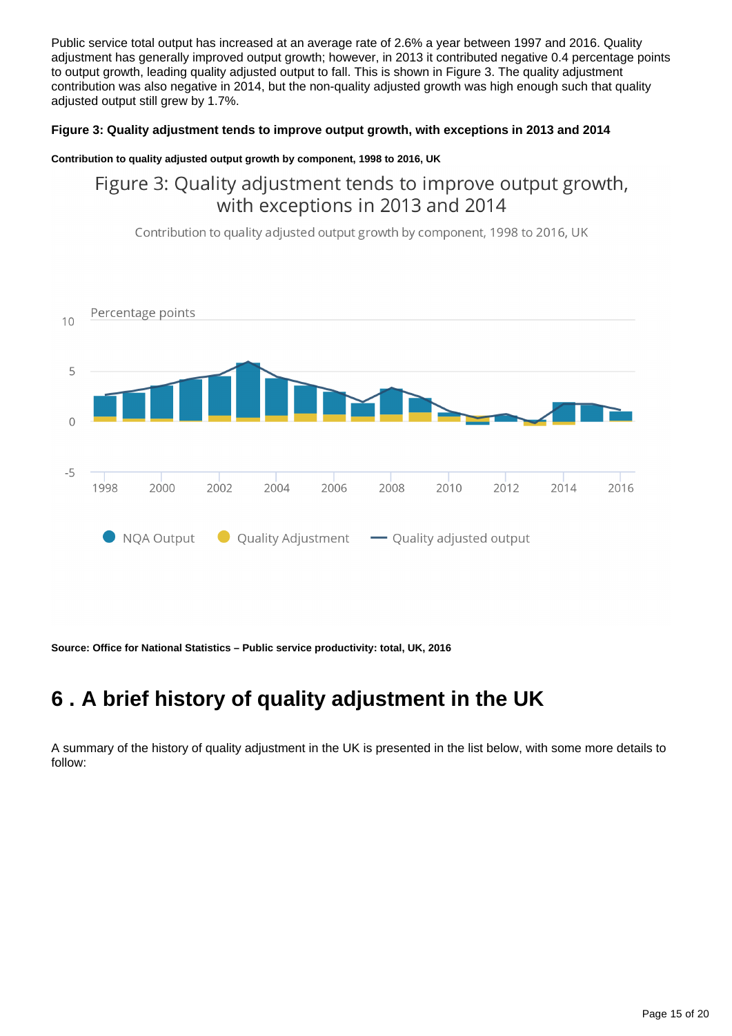Public service total output has increased at an average rate of 2.6% a year between 1997 and 2016. Quality adjustment has generally improved output growth; however, in 2013 it contributed negative 0.4 percentage points to output growth, leading quality adjusted output to fall. This is shown in Figure 3. The quality adjustment contribution was also negative in 2014, but the non-quality adjusted growth was high enough such that quality adjusted output still grew by 1.7%.

**Figure 3: Quality adjustment tends to improve output growth, with exceptions in 2013 and 2014**

**Contribution to quality adjusted output growth by component, 1998 to 2016, UK**

Figure 3: Quality adjustment tends to improve output growth, with exceptions in 2013 and 2014

Contribution to quality adjusted output growth by component, 1998 to 2016, UK

Percentage points

10

5

0

-5

1998 2000 2002 2004 2006 2008 2010 2012 2014 2016

NQA Output   Quality Adjustment   Quality adjusted output

**Source: Office for National Statistics – Public service productivity: total, UK, 2016**

# 6 . A brief history of quality adjustment in the UK

A summary of the history of quality adjustment in the UK is presented in the list below, with some more details to follow: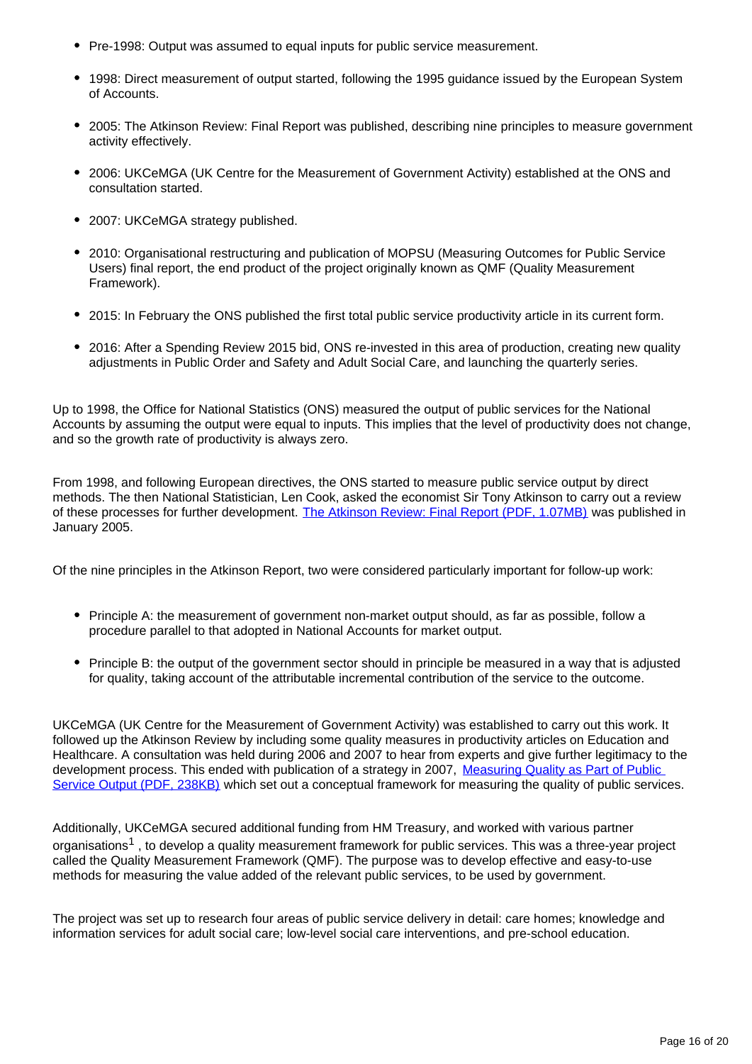- Pre-1998: Output was assumed to equal inputs for public service measurement.
- 1998: Direct measurement of output started, following the 1995 guidance issued by the European System of Accounts.
- 2005: The Atkinson Review: Final Report was published, describing nine principles to measure government activity effectively.
- 2006: UKCeMGA (UK Centre for the Measurement of Government Activity) established at the ONS and consultation started.
- 2007: UKCeMGA strategy published.
- 2010: Organisational restructuring and publication of MOPSU (Measuring Outcomes for Public Service Users) final report, the end product of the project originally known as QMF (Quality Measurement Framework).
- 2015: In February the ONS published the first total public service productivity article in its current form.
- 2016: After a Spending Review 2015 bid, ONS re-invested in this area of production, creating new quality adjustments in Public Order and Safety and Adult Social Care, and launching the quarterly series.

Up to 1998, the Office for National Statistics (ONS) measured the output of public services for the National Accounts by assuming the output were equal to inputs. This implies that the level of productivity does not change, and so the growth rate of productivity is always zero.

From 1998, and following European directives, the ONS started to measure public service output by direct methods. The then National Statistician, Len Cook, asked the economist Sir Tony Atkinson to carry out a review of these processes for further development. [The Atkinson Review: Final Report (PDF, 1.07MB)] was published in January 2005.

Of the nine principles in the Atkinson Report, two were considered particularly important for follow-up work:

- Principle A: the measurement of government non-market output should, as far as possible, follow a procedure parallel to that adopted in National Accounts for market output.
- Principle B: the output of the government sector should in principle be measured in a way that is adjusted for quality, taking account of the attributable incremental contribution of the service to the outcome.

UKCeMGA (UK Centre for the Measurement of Government Activity) was established to carry out this work. It followed up the Atkinson Review by including some quality measures in productivity articles on Education and Healthcare. A consultation was held during 2006 and 2007 to hear from experts and give further legitimacy to the development process. This ended with publication of a strategy in 2007, [Measuring Quality as Part of Public Service Output (PDF, 238KB)] which set out a conceptual framework for measuring the quality of public services.

Additionally, UKCeMGA secured additional funding from HM Treasury, and worked with various partner organisations[1] , to develop a quality measurement framework for public services. This was a three-year project called the Quality Measurement Framework (QMF). The purpose was to develop effective and easy-to-use methods for measuring the value added of the relevant public services, to be used by government.

The project was set up to research four areas of public service delivery in detail: care homes; knowledge and information services for adult social care; low-level social care interventions, and pre-school education.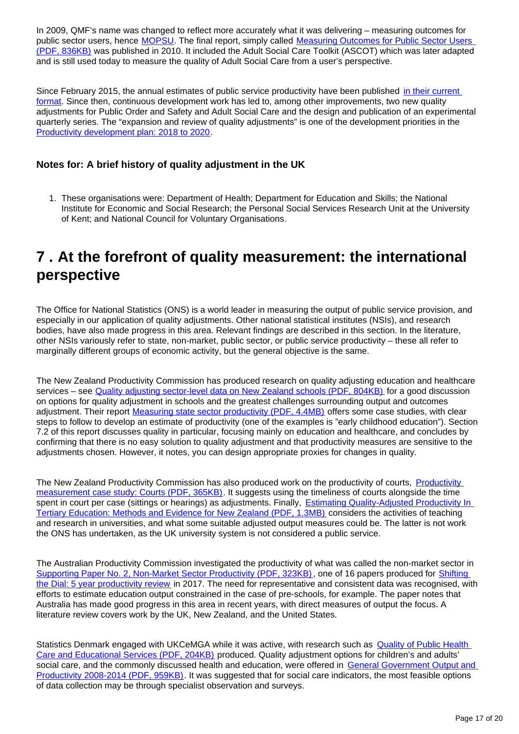In 2009, QMF's name was changed to reflect more accurately what it was delivering – measuring outcomes for public sector users, hence MOPSU. The final report, simply called Measuring Outcomes for Public Sector Users (PDF, 836KB) was published in 2010. It included the Adult Social Care Toolkit (ASCOT) which was later adapted and is still used today to measure the quality of Adult Social Care from a user's perspective.

Since February 2015, the annual estimates of public service productivity have been published in their current format. Since then, continuous development work has led to, among other improvements, two new quality adjustments for Public Order and Safety and Adult Social Care and the design and publication of an experimental quarterly series. The "expansion and review of quality adjustments" is one of the development priorities in the Productivity development plan: 2018 to 2020.

### Notes for: A brief history of quality adjustment in the UK

1. These organisations were: Department of Health; Department for Education and Skills; the National Institute for Economic and Social Research; the Personal Social Services Research Unit at the University of Kent; and National Council for Voluntary Organisations.

## 7 . At the forefront of quality measurement: the international perspective

The Office for National Statistics (ONS) is a world leader in measuring the output of public service provision, and especially in our application of quality adjustments. Other national statistical institutes (NSIs), and research bodies, have also made progress in this area. Relevant findings are described in this section. In the literature, other NSIs variously refer to state, non-market, public sector, or public service productivity – these all refer to marginally different groups of economic activity, but the general objective is the same.

The New Zealand Productivity Commission has produced research on quality adjusting education and healthcare services – see Quality adjusting sector-level data on New Zealand schools (PDF, 804KB) for a good discussion on options for quality adjustment in schools and the greatest challenges surrounding output and outcomes adjustment. Their report Measuring state sector productivity (PDF, 4.4MB) offers some case studies, with clear steps to follow to develop an estimate of productivity (one of the examples is "early childhood education"). Section 7.2 of this report discusses quality in particular, focusing mainly on education and healthcare, and concludes by confirming that there is no easy solution to quality adjustment and that productivity measures are sensitive to the adjustments chosen. However, it notes, you can design appropriate proxies for changes in quality.

The New Zealand Productivity Commission has also produced work on the productivity of courts, Productivity measurement case study: Courts (PDF, 365KB). It suggests using the timeliness of courts alongside the time spent in court per case (sittings or hearings) as adjustments. Finally, Estimating Quality-Adjusted Productivity In Tertiary Education: Methods and Evidence for New Zealand (PDF, 1.3MB) considers the activities of teaching and research in universities, and what some suitable adjusted output measures could be. The latter is not work the ONS has undertaken, as the UK university system is not considered a public service.

The Australian Productivity Commission investigated the productivity of what was called the non-market sector in Supporting Paper No. 2, Non-Market Sector Productivity (PDF, 323KB), one of 16 papers produced for Shifting the Dial: 5 year productivity review in 2017. The need for representative and consistent data was recognised, with efforts to estimate education output constrained in the case of pre-schools, for example. The paper notes that Australia has made good progress in this area in recent years, with direct measures of output the focus. A literature review covers work by the UK, New Zealand, and the United States.

Statistics Denmark engaged with UKCeMGA while it was active, with research such as Quality of Public Health Care and Educational Services (PDF, 204KB) produced. Quality adjustment options for children's and adults' social care, and the commonly discussed health and education, were offered in General Government Output and Productivity 2008-2014 (PDF, 959KB). It was suggested that for social care indicators, the most feasible options of data collection may be through specialist observation and surveys.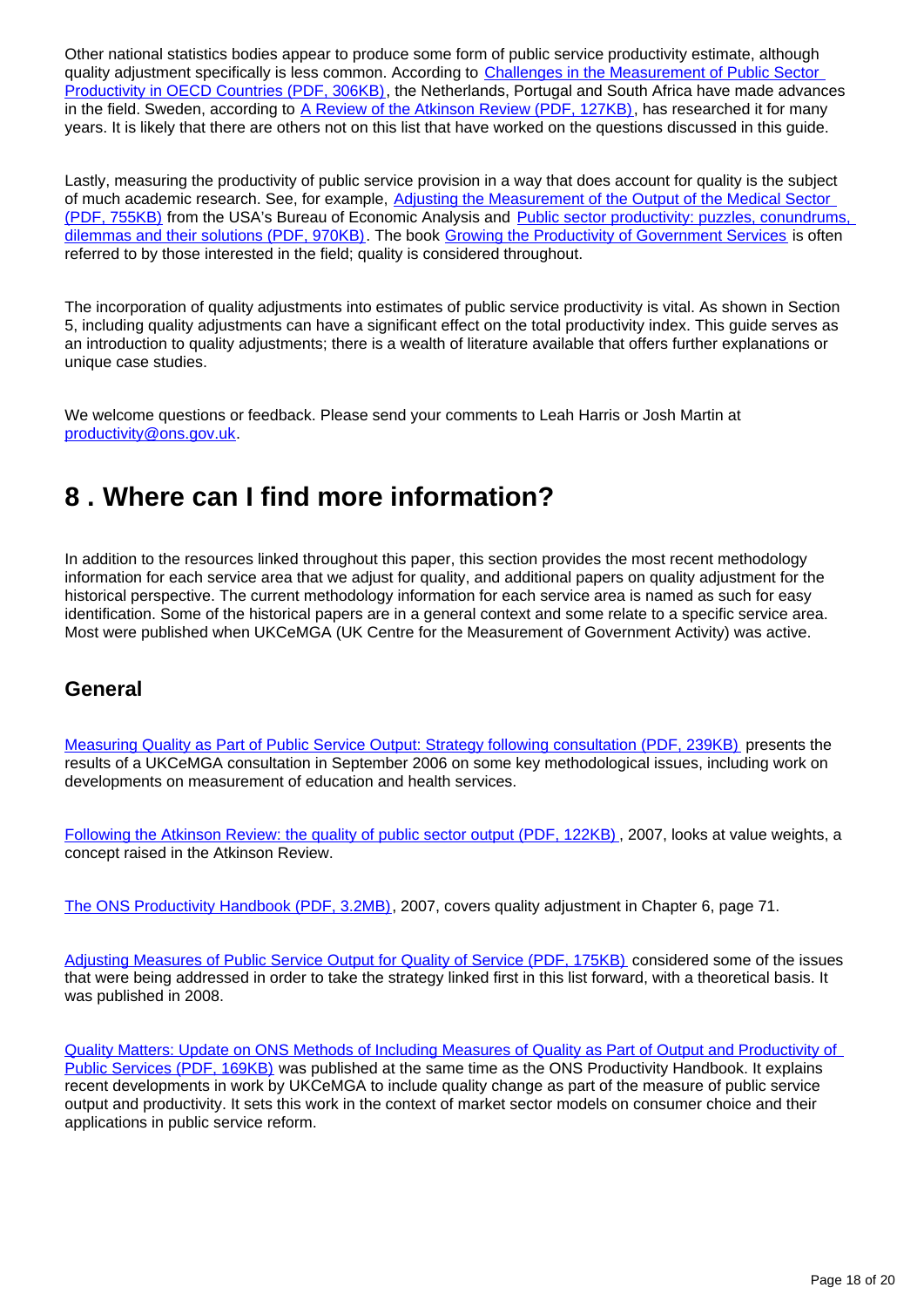Other national statistics bodies appear to produce some form of public service productivity estimate, although quality adjustment specifically is less common. According to Challenges in the Measurement of Public Sector Productivity in OECD Countries (PDF, 306KB), the Netherlands, Portugal and South Africa have made advances in the field. Sweden, according to A Review of the Atkinson Review (PDF, 127KB), has researched it for many years. It is likely that there are others not on this list that have worked on the questions discussed in this guide.

Lastly, measuring the productivity of public service provision in a way that does account for quality is the subject of much academic research. See, for example, Adjusting the Measurement of the Output of the Medical Sector (PDF, 755KB) from the USA's Bureau of Economic Analysis and Public sector productivity: puzzles, conundrums, dilemmas and their solutions (PDF, 970KB). The book Growing the Productivity of Government Services is often referred to by those interested in the field; quality is considered throughout.

The incorporation of quality adjustments into estimates of public service productivity is vital. As shown in Section 5, including quality adjustments can have a significant effect on the total productivity index. This guide serves as an introduction to quality adjustments; there is a wealth of literature available that offers further explanations or unique case studies.

We welcome questions or feedback. Please send your comments to Leah Harris or Josh Martin at productivity@ons.gov.uk.

# 8 . Where can I find more information?

In addition to the resources linked throughout this paper, this section provides the most recent methodology information for each service area that we adjust for quality, and additional papers on quality adjustment for the historical perspective. The current methodology information for each service area is named as such for easy identification. Some of the historical papers are in a general context and some relate to a specific service area. Most were published when UKCeMGA (UK Centre for the Measurement of Government Activity) was active.

## General

Measuring Quality as Part of Public Service Output: Strategy following consultation (PDF, 239KB) presents the results of a UKCeMGA consultation in September 2006 on some key methodological issues, including work on developments on measurement of education and health services.

Following the Atkinson Review: the quality of public sector output (PDF, 122KB), 2007, looks at value weights, a concept raised in the Atkinson Review.

The ONS Productivity Handbook (PDF, 3.2MB), 2007, covers quality adjustment in Chapter 6, page 71.

Adjusting Measures of Public Service Output for Quality of Service (PDF, 175KB) considered some of the issues that were being addressed in order to take the strategy linked first in this list forward, with a theoretical basis. It was published in 2008.

Quality Matters: Update on ONS Methods of Including Measures of Quality as Part of Output and Productivity of Public Services (PDF, 169KB) was published at the same time as the ONS Productivity Handbook. It explains recent developments in work by UKCeMGA to include quality change as part of the measure of public service output and productivity. It sets this work in the context of market sector models on consumer choice and their applications in public service reform.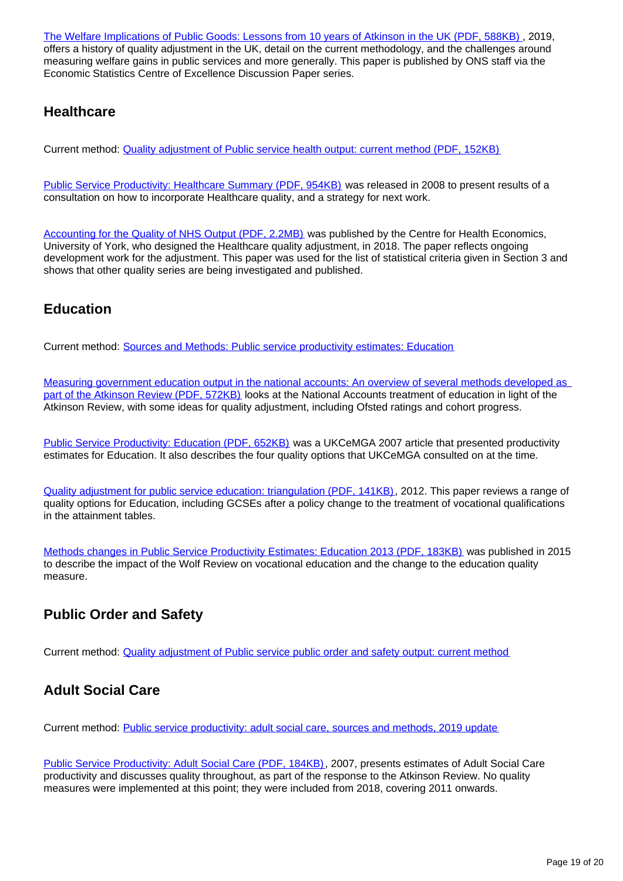The Welfare Implications of Public Goods: Lessons from 10 years of Atkinson in the UK (PDF, 588KB), 2019, offers a history of quality adjustment in the UK, detail on the current methodology, and the challenges around measuring welfare gains in public services and more generally. This paper is published by ONS staff via the Economic Statistics Centre of Excellence Discussion Paper series.

## Healthcare

Current method: Quality adjustment of Public service health output: current method (PDF, 152KB)

Public Service Productivity: Healthcare Summary (PDF, 954KB) was released in 2008 to present results of a consultation on how to incorporate Healthcare quality, and a strategy for next work.

Accounting for the Quality of NHS Output (PDF, 2.2MB) was published by the Centre for Health Economics, University of York, who designed the Healthcare quality adjustment, in 2018. The paper reflects ongoing development work for the adjustment. This paper was used for the list of statistical criteria given in Section 3 and shows that other quality series are being investigated and published.

## Education

Current method: Sources and Methods: Public service productivity estimates: Education

Measuring government education output in the national accounts: An overview of several methods developed as part of the Atkinson Review (PDF, 572KB) looks at the National Accounts treatment of education in light of the Atkinson Review, with some ideas for quality adjustment, including Ofsted ratings and cohort progress.

Public Service Productivity: Education (PDF, 652KB) was a UKCeMGA 2007 article that presented productivity estimates for Education. It also describes the four quality options that UKCeMGA consulted on at the time.

Quality adjustment for public service education: triangulation (PDF, 141KB), 2012. This paper reviews a range of quality options for Education, including GCSEs after a policy change to the treatment of vocational qualifications in the attainment tables.

Methods changes in Public Service Productivity Estimates: Education 2013 (PDF, 183KB) was published in 2015 to describe the impact of the Wolf Review on vocational education and the change to the education quality measure.

## Public Order and Safety

Current method: Quality adjustment of Public service public order and safety output: current method

## Adult Social Care

Current method: Public service productivity: adult social care, sources and methods, 2019 update

Public Service Productivity: Adult Social Care (PDF, 184KB), 2007, presents estimates of Adult Social Care productivity and discusses quality throughout, as part of the response to the Atkinson Review. No quality measures were implemented at this point; they were included from 2018, covering 2011 onwards.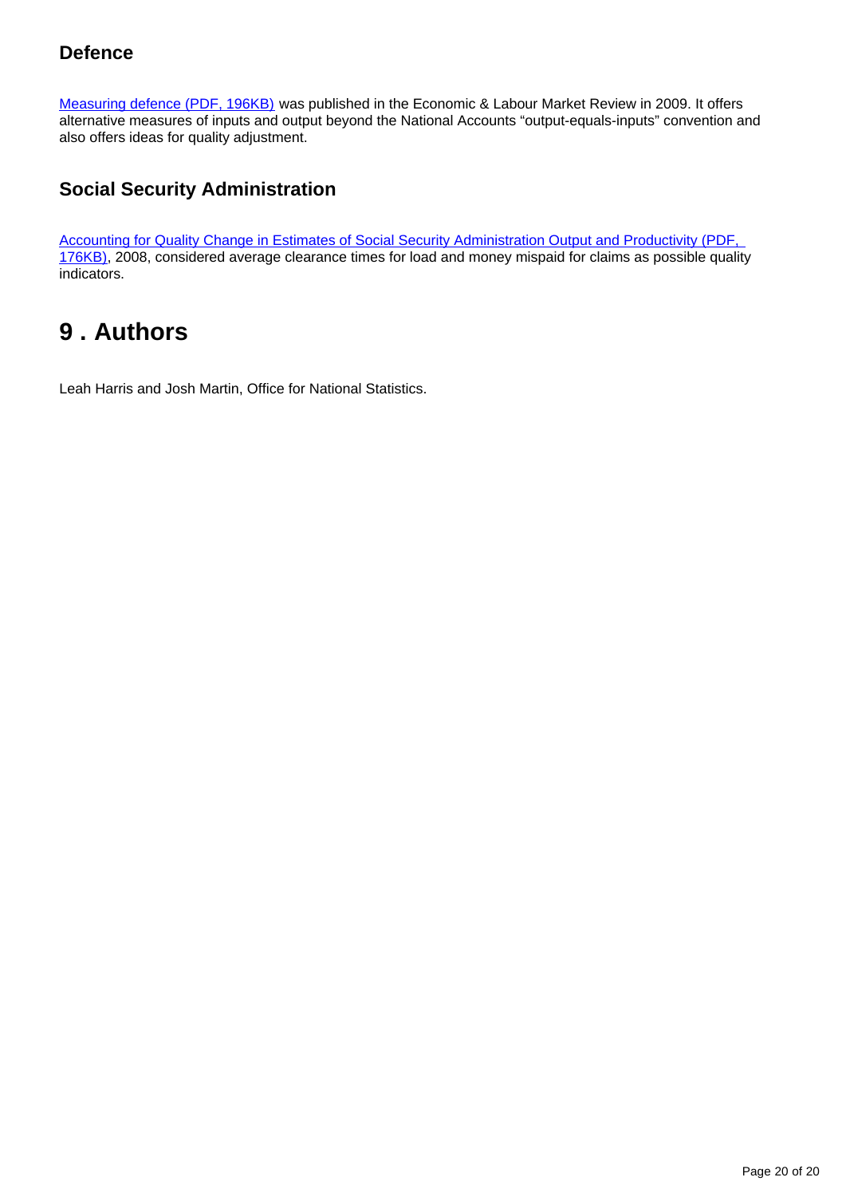### Defence

Measuring defence (PDF, 196KB) was published in the Economic & Labour Market Review in 2009. It offers alternative measures of inputs and output beyond the National Accounts "output-equals-inputs" convention and also offers ideas for quality adjustment.

### Social Security Administration

Accounting for Quality Change in Estimates of Social Security Administration Output and Productivity (PDF, 176KB), 2008, considered average clearance times for load and money mispaid for claims as possible quality indicators.

## 9 . Authors

Leah Harris and Josh Martin, Office for National Statistics.